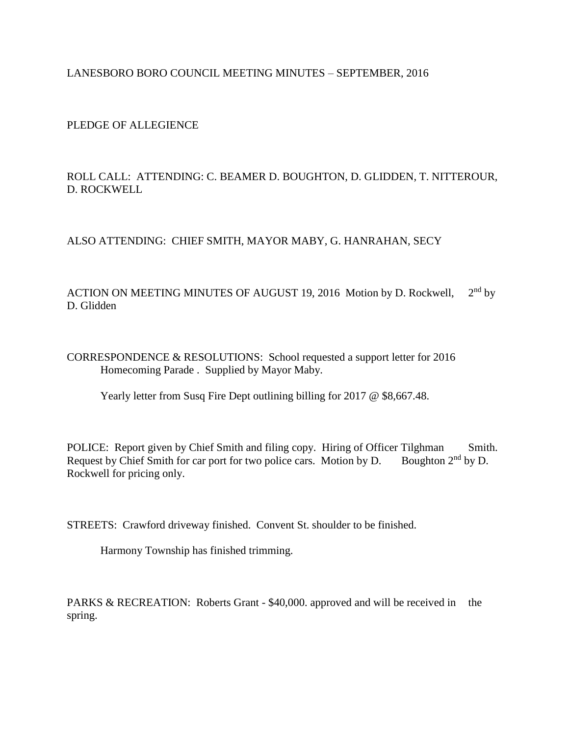# LANESBORO BORO COUNCIL MEETING MINUTES – SEPTEMBER, 2016

PLEDGE OF ALLEGIENCE

ROLL CALL: ATTENDING: C. BEAMER D. BOUGHTON, D. GLIDDEN, T. NITTEROUR, D. ROCKWELL

ALSO ATTENDING: CHIEF SMITH, MAYOR MABY, G. HANRAHAN, SECY

ACTION ON MEETING MINUTES OF AUGUST 19, 2016 Motion by D. Rockwell, 2nd by D. Glidden

CORRESPONDENCE & RESOLUTIONS: School requested a support letter for 2016 Homecoming Parade . Supplied by Mayor Maby.

Yearly letter from Susq Fire Dept outlining billing for 2017 @ $8,667.48.

POLICE: Report given by Chief Smith and filing copy. Hiring of Officer Tilghman Smith. Request by Chief Smith for car port for two police cars. Motion by D. Boughton 2nd by D. Rockwell for pricing only.

STREETS: Crawford driveway finished. Convent St. shoulder to be finished.

Harmony Township has finished trimming.

PARKS & RECREATION: Roberts Grant - $40,000. approved and will be received in the spring.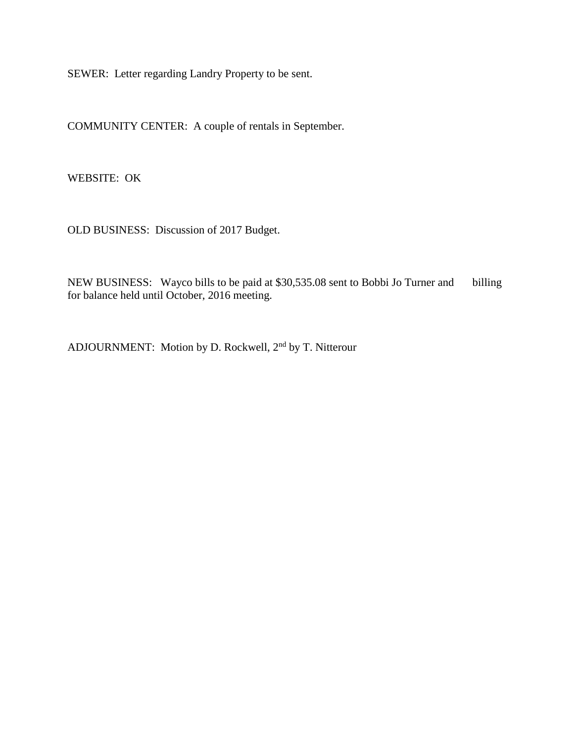SEWER: Letter regarding Landry Property to be sent.

COMMUNITY CENTER: A couple of rentals in September.

WEBSITE: OK

OLD BUSINESS: Discussion of 2017 Budget.

NEW BUSINESS: Wayco bills to be paid at $30,535.08 sent to Bobbi Jo Turner and billing for balance held until October, 2016 meeting.

ADJOURNMENT: Motion by D. Rockwell, 2nd by T. Nitterour